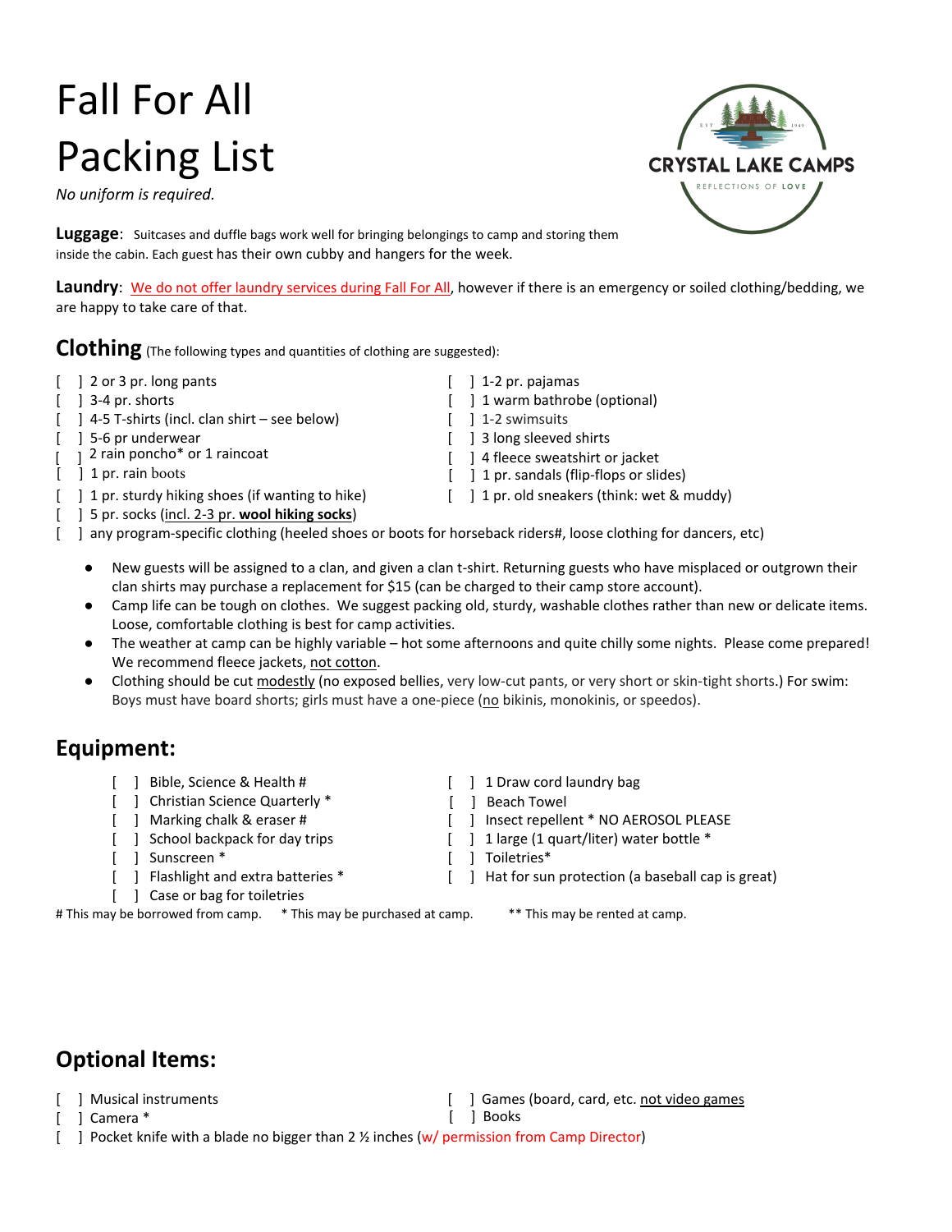# Fall For All Packing List

*No uniform is required.*

**Luggage**: Suitcases and duffle bags work well for bringing belongings to camp and storing them inside the cabin. Each guest has their own cubby and hangers for the week.

**Laundry**: We do not offer laundry services during Fall For All, however if there is an emergency or soiled clothing/bedding, we are happy to take care of that.

## Clothing (The following types and quantities of clothing are suggested):

- [ ] 2 or 3 pr. long pants
- [ ] 3-4 pr. shorts
- [ ] 4-5 T-shirts (incl. clan shirt – see below)
- [ ] 5-6 pr underwear
- [ ] 2 rain poncho* or 1 raincoat
- [ ] 1 pr. rain boots
- [ ] 1 pr. sturdy hiking shoes (if wanting to hike)
- [ ] 5 pr. socks (incl. 2-3 pr. **wool hiking socks**)
- [ ] 1-2 pr. pajamas
- [ ] 1 warm bathrobe (optional)
- [ ] 1-2 swimsuits
- [ ] 3 long sleeved shirts
- [ ] 4 fleece sweatshirt or jacket
- [ ] 1 pr. sandals (flip-flops or slides)
- [ ] 1 pr. old sneakers (think: wet & muddy)
- [ ] any program-specific clothing (heeled shoes or boots for horseback riders#, loose clothing for dancers, etc)

- New guests will be assigned to a clan, and given a clan t-shirt. Returning guests who have misplaced or outgrown their clan shirts may purchase a replacement for $15 (can be charged to their camp store account).
- Camp life can be tough on clothes. We suggest packing old, sturdy, washable clothes rather than new or delicate items. Loose, comfortable clothing is best for camp activities.
- The weather at camp can be highly variable – hot some afternoons and quite chilly some nights. Please come prepared! We recommend fleece jackets, not cotton.
- Clothing should be cut modestly (no exposed bellies, very low-cut pants, or very short or skin-tight shorts.) For swim: Boys must have board shorts; girls must have a one-piece (no bikinis, monokinis, or speedos).

## Equipment:

- [ ] Bible, Science & Health #
- [ ] Christian Science Quarterly *
- [ ] Marking chalk & eraser #
- [ ] School backpack for day trips
- [ ] Sunscreen *
- [ ] Flashlight and extra batteries *
- [ ] Case or bag for toiletries
- [ ] 1 Draw cord laundry bag
- [ ] Beach Towel
- [ ] Insect repellent * NO AEROSOL PLEASE
- [ ] 1 large (1 quart/liter) water bottle *
- [ ] Toiletries*
- [ ] Hat for sun protection (a baseball cap is great)

# This may be borrowed from camp. * This may be purchased at camp. ** This may be rented at camp.

## Optional Items:

- [ ] Musical instruments
- [ ] Camera *
- [ ] Games (board, card, etc. not video games
- [ ] Books
- [ ] Pocket knife with a blade no bigger than 2 ½ inches (w/ permission from Camp Director)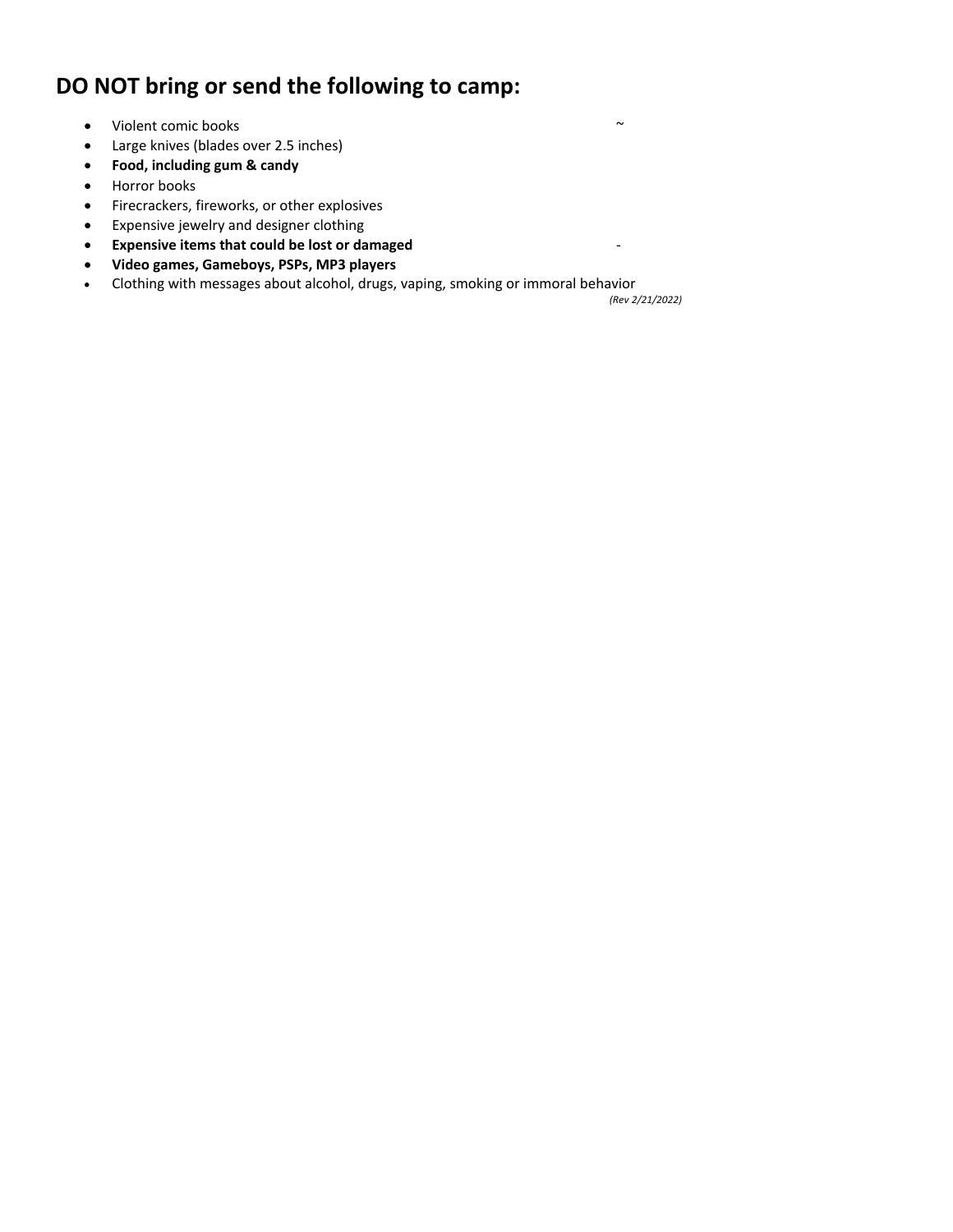## DO NOT bring or send the following to camp:

- Violent comic books
- Large knives (blades over 2.5 inches)
- **Food, including gum & candy**
- Horror books
- Firecrackers, fireworks, or other explosives
- Expensive jewelry and designer clothing
- **Expensive items that could be lost or damaged**
- **Video games, Gameboys, PSPs, MP3 players**
- Clothing with messages about alcohol, drugs, vaping, smoking or immoral behavior

*(Rev 2/21/2022)*